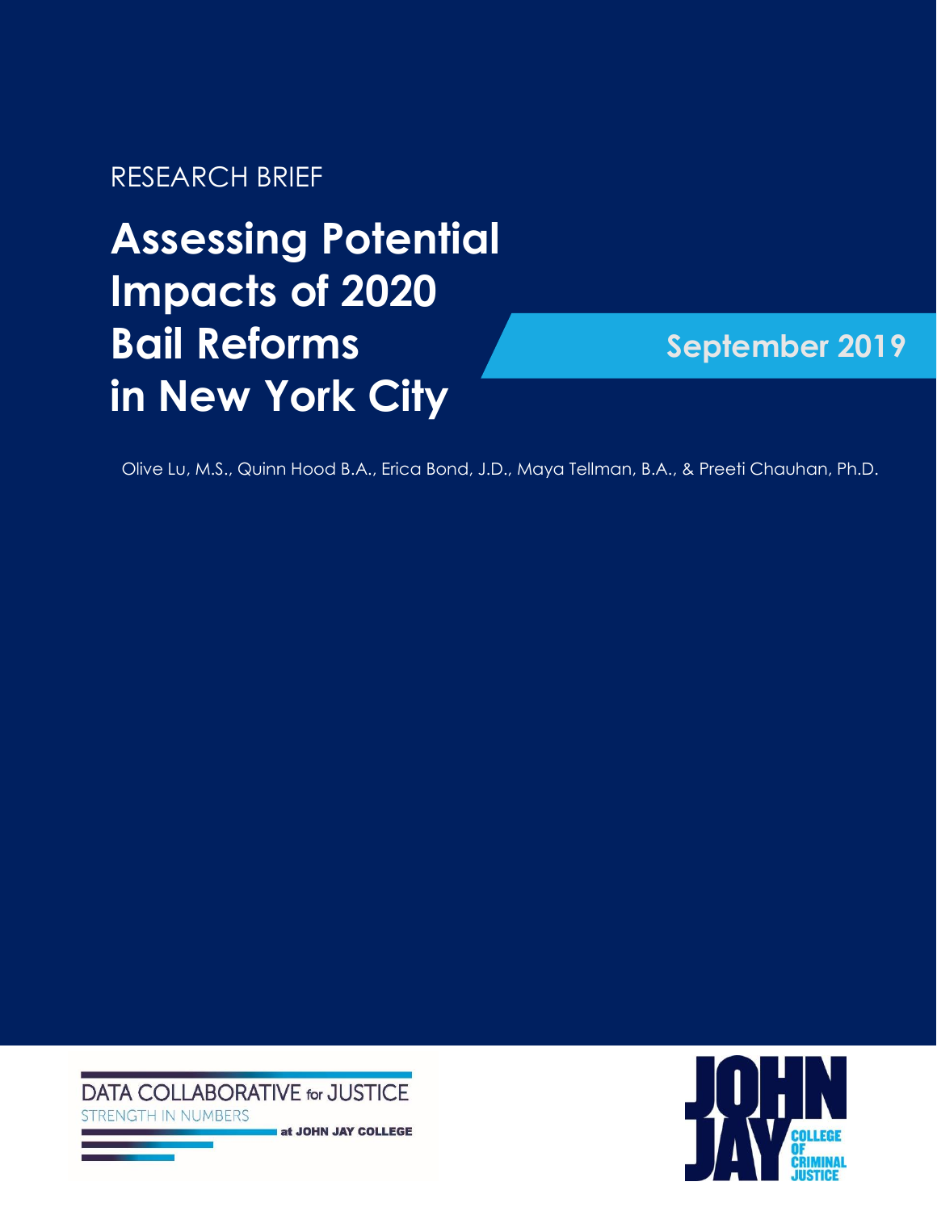RESEARCH BRIEF

# Assessing Potential Impacts of 2020 Bail Reforms in New York City

**September 2019**

Olive Lu, M.S., Quinn Hood B.A., Erica Bond, J.D., Maya Tellman, B.A., & Preeti Chauhan, Ph.D.

DATA COLLABORATIVE for JUSTICE
STRENGTH IN NUMBERS
at JOHN JAY COLLEGE

JOHN JAY COLLEGE OF CRIMINAL JUSTICE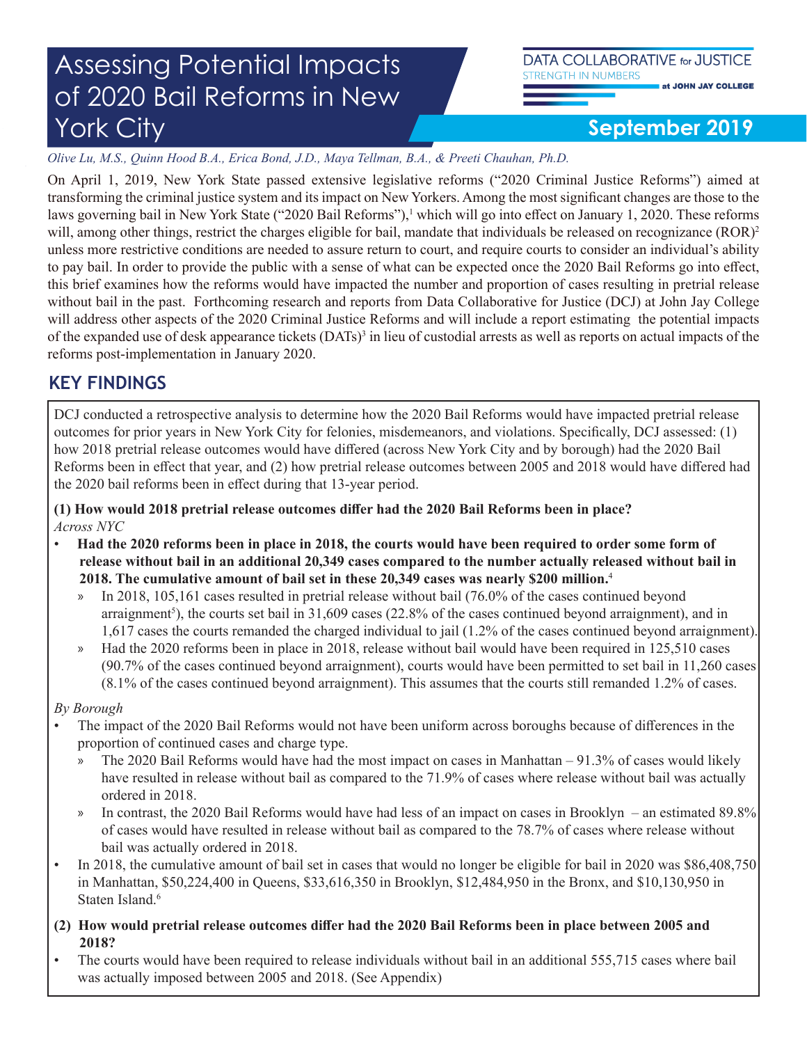# Assessing Potential Impacts of 2020 Bail Reforms in New York City

DATA COLLABORATIVE for JUSTICE
STRENGTH IN NUMBERS
at JOHN JAY COLLEGE

**September 2019**

*Olive Lu, M.S., Quinn Hood B.A., Erica Bond, J.D., Maya Tellman, B.A., & Preeti Chauhan, Ph.D.*

On April 1, 2019, New York State passed extensive legislative reforms ("2020 Criminal Justice Reforms") aimed at transforming the criminal justice system and its impact on New Yorkers. Among the most significant changes are those to the laws governing bail in New York State ("2020 Bail Reforms"),[1] which will go into effect on January 1, 2020. These reforms will, among other things, restrict the charges eligible for bail, mandate that individuals be released on recognizance (ROR)[2] unless more restrictive conditions are needed to assure return to court, and require courts to consider an individual's ability to pay bail. In order to provide the public with a sense of what can be expected once the 2020 Bail Reforms go into effect, this brief examines how the reforms would have impacted the number and proportion of cases resulting in pretrial release without bail in the past. Forthcoming research and reports from Data Collaborative for Justice (DCJ) at John Jay College will address other aspects of the 2020 Criminal Justice Reforms and will include a report estimating the potential impacts of the expanded use of desk appearance tickets (DATs)[3] in lieu of custodial arrests as well as reports on actual impacts of the reforms post-implementation in January 2020.

## KEY FINDINGS

DCJ conducted a retrospective analysis to determine how the 2020 Bail Reforms would have impacted pretrial release outcomes for prior years in New York City for felonies, misdemeanors, and violations. Specifically, DCJ assessed: (1) how 2018 pretrial release outcomes would have differed (across New York City and by borough) had the 2020 Bail Reforms been in effect that year, and (2) how pretrial release outcomes between 2005 and 2018 would have differed had the 2020 bail reforms been in effect during that 13-year period.

**(1) How would 2018 pretrial release outcomes differ had the 2020 Bail Reforms been in place?**
*Across NYC*

- **Had the 2020 reforms been in place in 2018, the courts would have been required to order some form of release without bail in an additional 20,349 cases compared to the number actually released without bail in 2018. The cumulative amount of bail set in these 20,349 cases was nearly $200 million.**[4]
    - In 2018, 105,161 cases resulted in pretrial release without bail (76.0% of the cases continued beyond arraignment[5]), the courts set bail in 31,609 cases (22.8% of the cases continued beyond arraignment), and in 1,617 cases the courts remanded the charged individual to jail (1.2% of the cases continued beyond arraignment).
    - Had the 2020 reforms been in place in 2018, release without bail would have been required in 125,510 cases (90.7% of the cases continued beyond arraignment), courts would have been permitted to set bail in 11,260 cases (8.1% of the cases continued beyond arraignment). This assumes that the courts still remanded 1.2% of cases.

*By Borough*

- The impact of the 2020 Bail Reforms would not have been uniform across boroughs because of differences in the proportion of continued cases and charge type.
    - The 2020 Bail Reforms would have had the most impact on cases in Manhattan – 91.3% of cases would likely have resulted in release without bail as compared to the 71.9% of cases where release without bail was actually ordered in 2018.
    - In contrast, the 2020 Bail Reforms would have had less of an impact on cases in Brooklyn – an estimated 89.8% of cases would have resulted in release without bail as compared to the 78.7% of cases where release without bail was actually ordered in 2018.
- In 2018, the cumulative amount of bail set in cases that would no longer be eligible for bail in 2020 was $86,408,750 in Manhattan, $50,224,400 in Queens, $33,616,350 in Brooklyn, $12,484,950 in the Bronx, and $10,130,950 in Staten Island.[6]

**(2) How would pretrial release outcomes differ had the 2020 Bail Reforms been in place between 2005 and 2018?**

- The courts would have been required to release individuals without bail in an additional 555,715 cases where bail was actually imposed between 2005 and 2018. (See Appendix)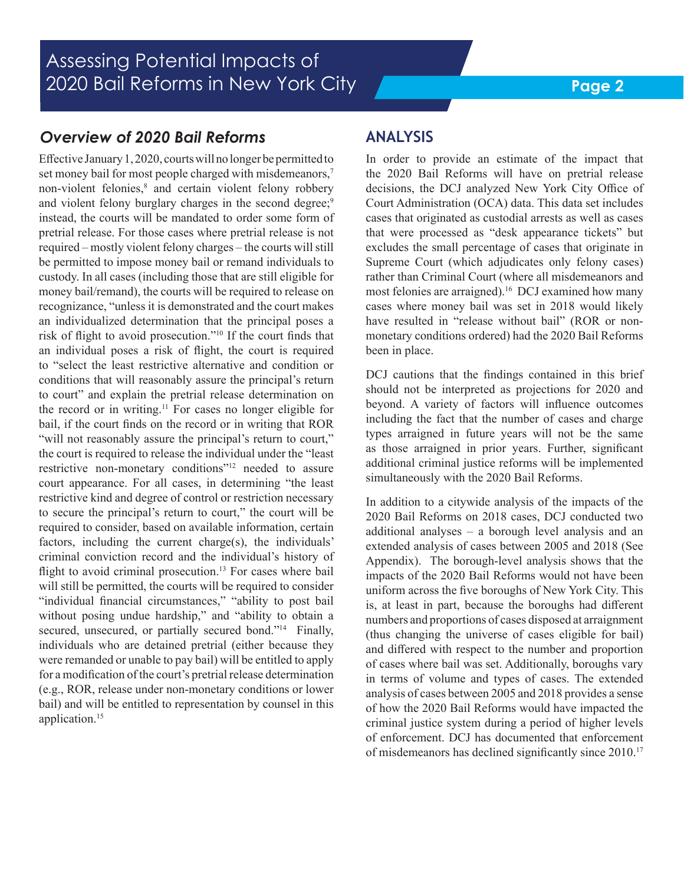## *Overview of 2020 Bail Reforms*

Effective January 1, 2020, courts will no longer be permitted to set money bail for most people charged with misdemeanors,[7] non-violent felonies,[8] and certain violent felony robbery and violent felony burglary charges in the second degree;[9] instead, the courts will be mandated to order some form of pretrial release. For those cases where pretrial release is not required – mostly violent felony charges – the courts will still be permitted to impose money bail or remand individuals to custody. In all cases (including those that are still eligible for money bail/remand), the courts will be required to release on recognizance, "unless it is demonstrated and the court makes an individualized determination that the principal poses a risk of flight to avoid prosecution."[10] If the court finds that an individual poses a risk of flight, the court is required to "select the least restrictive alternative and condition or conditions that will reasonably assure the principal's return to court" and explain the pretrial release determination on the record or in writing.[11] For cases no longer eligible for bail, if the court finds on the record or in writing that ROR "will not reasonably assure the principal's return to court," the court is required to release the individual under the "least restrictive non-monetary conditions"[12] needed to assure court appearance. For all cases, in determining "the least restrictive kind and degree of control or restriction necessary to secure the principal's return to court," the court will be required to consider, based on available information, certain factors, including the current charge(s), the individuals' criminal conviction record and the individual's history of flight to avoid criminal prosecution.[13] For cases where bail will still be permitted, the courts will be required to consider "individual financial circumstances," "ability to post bail without posing undue hardship," and "ability to obtain a secured, unsecured, or partially secured bond."[14] Finally, individuals who are detained pretrial (either because they were remanded or unable to pay bail) will be entitled to apply for a modification of the court's pretrial release determination (e.g., ROR, release under non-monetary conditions or lower bail) and will be entitled to representation by counsel in this application.[15]

## ANALYSIS

In order to provide an estimate of the impact that the 2020 Bail Reforms will have on pretrial release decisions, the DCJ analyzed New York City Office of Court Administration (OCA) data. This data set includes cases that originated as custodial arrests as well as cases that were processed as "desk appearance tickets" but excludes the small percentage of cases that originate in Supreme Court (which adjudicates only felony cases) rather than Criminal Court (where all misdemeanors and most felonies are arraigned).[16] DCJ examined how many cases where money bail was set in 2018 would likely have resulted in "release without bail" (ROR or non-monetary conditions ordered) had the 2020 Bail Reforms been in place.

DCJ cautions that the findings contained in this brief should not be interpreted as projections for 2020 and beyond. A variety of factors will influence outcomes including the fact that the number of cases and charge types arraigned in future years will not be the same as those arraigned in prior years. Further, significant additional criminal justice reforms will be implemented simultaneously with the 2020 Bail Reforms.

In addition to a citywide analysis of the impacts of the 2020 Bail Reforms on 2018 cases, DCJ conducted two additional analyses – a borough level analysis and an extended analysis of cases between 2005 and 2018 (See Appendix). The borough-level analysis shows that the impacts of the 2020 Bail Reforms would not have been uniform across the five boroughs of New York City. This is, at least in part, because the boroughs had different numbers and proportions of cases disposed at arraignment (thus changing the universe of cases eligible for bail) and differed with respect to the number and proportion of cases where bail was set. Additionally, boroughs vary in terms of volume and types of cases. The extended analysis of cases between 2005 and 2018 provides a sense of how the 2020 Bail Reforms would have impacted the criminal justice system during a period of higher levels of enforcement. DCJ has documented that enforcement of misdemeanors has declined significantly since 2010.[17]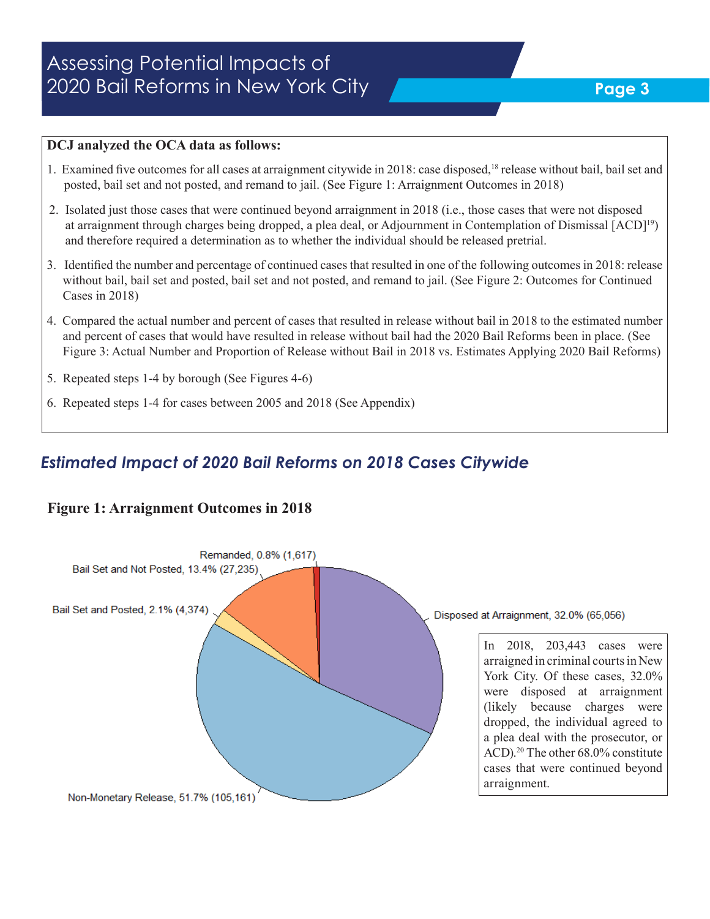**DCJ analyzed the OCA data as follows:**

1. Examined five outcomes for all cases at arraignment citywide in 2018: case disposed,[18] release without bail, bail set and posted, bail set and not posted, and remand to jail. (See Figure 1: Arraignment Outcomes in 2018)
2. Isolated just those cases that were continued beyond arraignment in 2018 (i.e., those cases that were not disposed at arraignment through charges being dropped, a plea deal, or Adjournment in Contemplation of Dismissal [ACD][19]) and therefore required a determination as to whether the individual should be released pretrial.
3. Identified the number and percentage of continued cases that resulted in one of the following outcomes in 2018: release without bail, bail set and posted, bail set and not posted, and remand to jail. (See Figure 2: Outcomes for Continued Cases in 2018)
4. Compared the actual number and percent of cases that resulted in release without bail in 2018 to the estimated number and percent of cases that would have resulted in release without bail had the 2020 Bail Reforms been in place. (See Figure 3: Actual Number and Proportion of Release without Bail in 2018 vs. Estimates Applying 2020 Bail Reforms)
5. Repeated steps 1-4 by borough (See Figures 4-6)
6. Repeated steps 1-4 for cases between 2005 and 2018 (See Appendix)

## *Estimated Impact of 2020 Bail Reforms on 2018 Cases Citywide*

**Figure 1: Arraignment Outcomes in 2018**

Remanded, 0.8% (1,617)

Bail Set and Not Posted, 13.4% (27,235)

Bail Set and Posted, 2.1% (4,374)

Disposed at Arraignment, 32.0% (65,056)

Non-Monetary Release, 51.7% (105,161)

In 2018, 203,443 cases were arraigned in criminal courts in New York City. Of these cases, 32.0% were disposed at arraignment (likely because charges were dropped, the individual agreed to a plea deal with the prosecutor, or ACD).[20] The other 68.0% constitute cases that were continued beyond arraignment.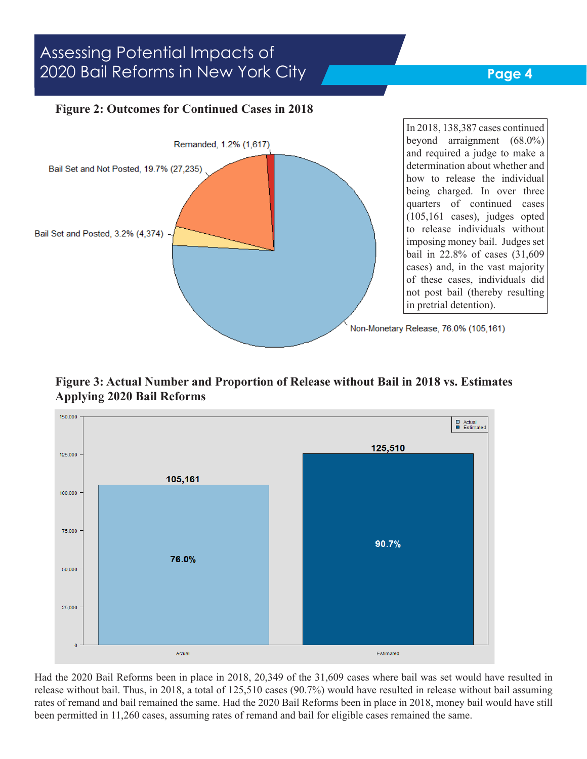**Figure 2: Outcomes for Continued Cases in 2018**

Remanded, 1.2% (1,617)

Bail Set and Not Posted, 19.7% (27,235)

Bail Set and Posted, 3.2% (4,374)

Non-Monetary Release, 76.0% (105,161)

In 2018, 138,387 cases continued beyond arraignment (68.0%) and required a judge to make a determination about whether and how to release the individual being charged. In over three quarters of continued cases (105,161 cases), judges opted to release individuals without imposing money bail. Judges set bail in 22.8% of cases (31,609 cases) and, in the vast majority of these cases, individuals did not post bail (thereby resulting in pretrial detention).

**Figure 3: Actual Number and Proportion of Release without Bail in 2018 vs. Estimates Applying 2020 Bail Reforms**

| | Actual | Estimated |
|---|---|---|
| Number | 105,161 | 125,510 |
| Proportion | 76.0% | 90.7% |

Had the 2020 Bail Reforms been in place in 2018, 20,349 of the 31,609 cases where bail was set would have resulted in release without bail. Thus, in 2018, a total of 125,510 cases (90.7%) would have resulted in release without bail assuming rates of remand and bail remained the same. Had the 2020 Bail Reforms been in place in 2018, money bail would have still been permitted in 11,260 cases, assuming rates of remand and bail for eligible cases remained the same.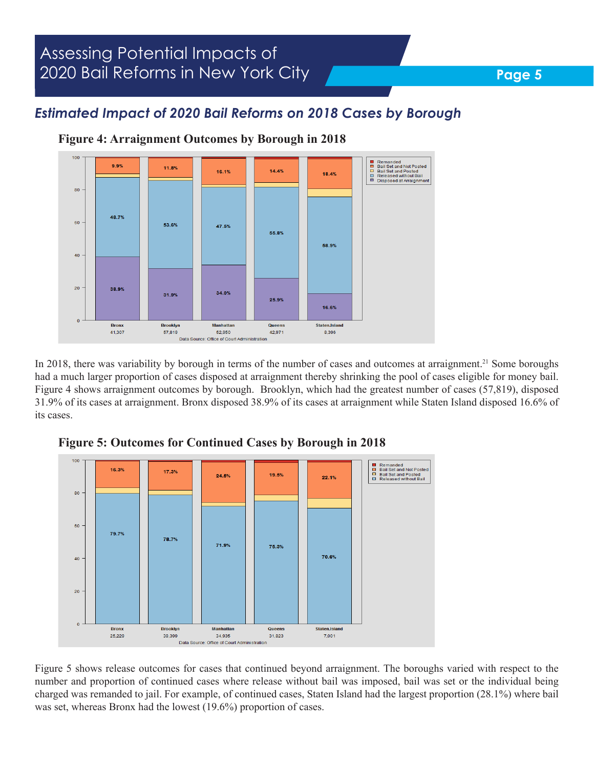## *Estimated Impact of 2020 Bail Reforms on 2018 Cases by Borough*

**Figure 4: Arraignment Outcomes by Borough in 2018**

In 2018, there was variability by borough in terms of the number of cases and outcomes at arraignment.[21] Some boroughs had a much larger proportion of cases disposed at arraignment thereby shrinking the pool of cases eligible for money bail. Figure 4 shows arraignment outcomes by borough. Brooklyn, which had the greatest number of cases (57,819), disposed 31.9% of its cases at arraignment. Bronx disposed 38.9% of its cases at arraignment while Staten Island disposed 16.6% of its cases.

**Figure 5: Outcomes for Continued Cases by Borough in 2018**

Figure 5 shows release outcomes for cases that continued beyond arraignment. The boroughs varied with respect to the number and proportion of continued cases where release without bail was imposed, bail was set or the individual being charged was remanded to jail. For example, of continued cases, Staten Island had the largest proportion (28.1%) where bail was set, whereas Bronx had the lowest (19.6%) proportion of cases.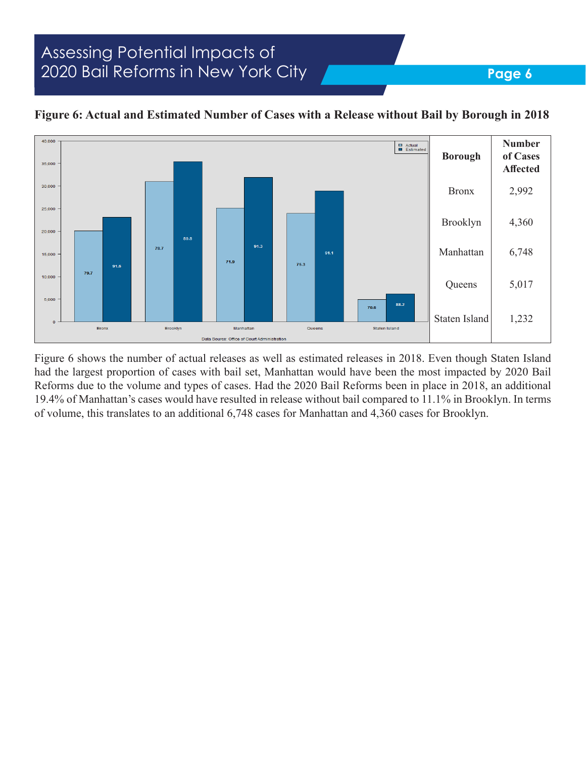**Figure 6: Actual and Estimated Number of Cases with a Release without Bail by Borough in 2018**

| Borough | Number of Cases Affected |
|---|---|
| Bronx | 2,992 |
| Brooklyn | 4,360 |
| Manhattan | 6,748 |
| Queens | 5,017 |
| Staten Island | 1,232 |

Figure 6 shows the number of actual releases as well as estimated releases in 2018. Even though Staten Island had the largest proportion of cases with bail set, Manhattan would have been the most impacted by 2020 Bail Reforms due to the volume and types of cases. Had the 2020 Bail Reforms been in place in 2018, an additional 19.4% of Manhattan's cases would have resulted in release without bail compared to 11.1% in Brooklyn. In terms of volume, this translates to an additional 6,748 cases for Manhattan and 4,360 cases for Brooklyn.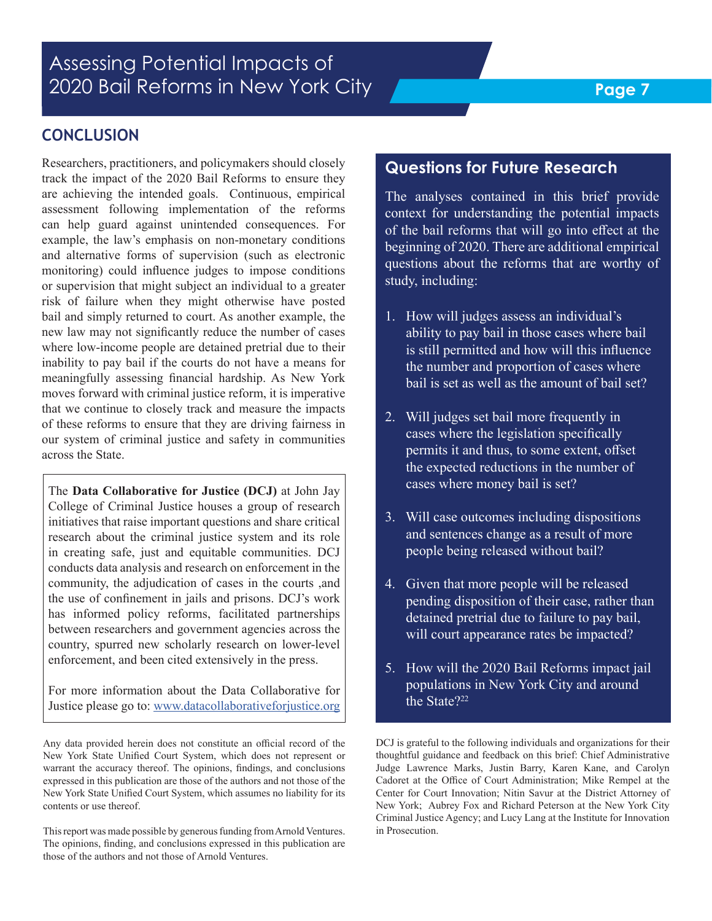## CONCLUSION

Researchers, practitioners, and policymakers should closely track the impact of the 2020 Bail Reforms to ensure they are achieving the intended goals. Continuous, empirical assessment following implementation of the reforms can help guard against unintended consequences. For example, the law's emphasis on non-monetary conditions and alternative forms of supervision (such as electronic monitoring) could influence judges to impose conditions or supervision that might subject an individual to a greater risk of failure when they might otherwise have posted bail and simply returned to court. As another example, the new law may not significantly reduce the number of cases where low-income people are detained pretrial due to their inability to pay bail if the courts do not have a means for meaningfully assessing financial hardship. As New York moves forward with criminal justice reform, it is imperative that we continue to closely track and measure the impacts of these reforms to ensure that they are driving fairness in our system of criminal justice and safety in communities across the State.

The **Data Collaborative for Justice (DCJ)** at John Jay College of Criminal Justice houses a group of research initiatives that raise important questions and share critical research about the criminal justice system and its role in creating safe, just and equitable communities. DCJ conducts data analysis and research on enforcement in the community, the adjudication of cases in the courts ,and the use of confinement in jails and prisons. DCJ's work has informed policy reforms, facilitated partnerships between researchers and government agencies across the country, spurred new scholarly research on lower-level enforcement, and been cited extensively in the press.

For more information about the Data Collaborative for Justice please go to: www.datacollaborativeforjustice.org

Any data provided herein does not constitute an official record of the New York State Unified Court System, which does not represent or warrant the accuracy thereof. The opinions, findings, and conclusions expressed in this publication are those of the authors and not those of the New York State Unified Court System, which assumes no liability for its contents or use thereof.

This report was made possible by generous funding from Arnold Ventures. The opinions, finding, and conclusions expressed in this publication are those of the authors and not those of Arnold Ventures.

### Questions for Future Research

The analyses contained in this brief provide context for understanding the potential impacts of the bail reforms that will go into effect at the beginning of 2020. There are additional empirical questions about the reforms that are worthy of study, including:

1. How will judges assess an individual's ability to pay bail in those cases where bail is still permitted and how will this influence the number and proportion of cases where bail is set as well as the amount of bail set?
2. Will judges set bail more frequently in cases where the legislation specifically permits it and thus, to some extent, offset the expected reductions in the number of cases where money bail is set?
3. Will case outcomes including dispositions and sentences change as a result of more people being released without bail?
4. Given that more people will be released pending disposition of their case, rather than detained pretrial due to failure to pay bail, will court appearance rates be impacted?
5. How will the 2020 Bail Reforms impact jail populations in New York City and around the State?[22]

DCJ is grateful to the following individuals and organizations for their thoughtful guidance and feedback on this brief: Chief Administrative Judge Lawrence Marks, Justin Barry, Karen Kane, and Carolyn Cadoret at the Office of Court Administration; Mike Rempel at the Center for Court Innovation; Nitin Savur at the District Attorney of New York; Aubrey Fox and Richard Peterson at the New York City Criminal Justice Agency; and Lucy Lang at the Institute for Innovation in Prosecution.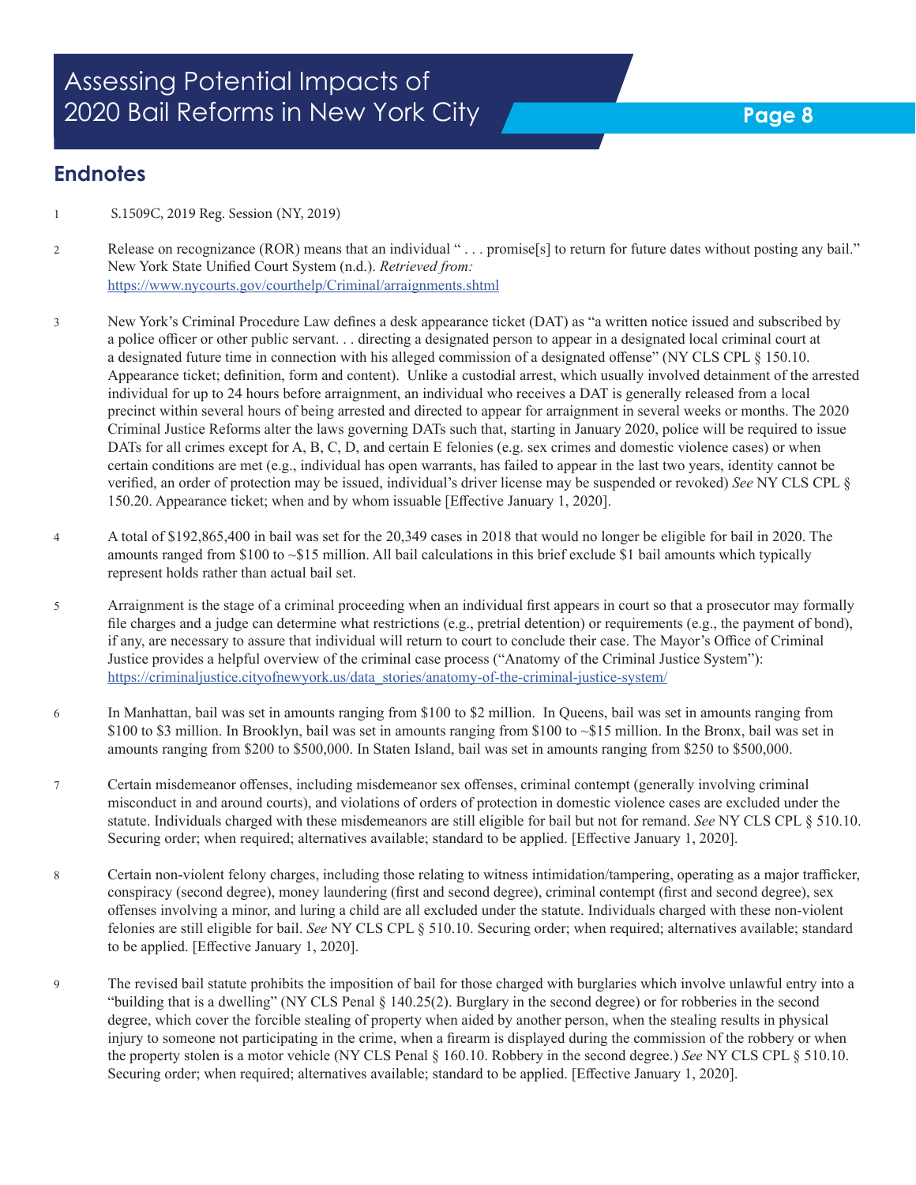## Endnotes

1. S.1509C, 2019 Reg. Session (NY, 2019)

2. Release on recognizance (ROR) means that an individual " . . . promise[s] to return for future dates without posting any bail." New York State Unified Court System (n.d.). *Retrieved from:* https://www.nycourts.gov/courthelp/Criminal/arraignments.shtml

3. New York's Criminal Procedure Law defines a desk appearance ticket (DAT) as "a written notice issued and subscribed by a police officer or other public servant. . . directing a designated person to appear in a designated local criminal court at a designated future time in connection with his alleged commission of a designated offense" (NY CLS CPL § 150.10. Appearance ticket; definition, form and content). Unlike a custodial arrest, which usually involved detainment of the arrested individual for up to 24 hours before arraignment, an individual who receives a DAT is generally released from a local precinct within several hours of being arrested and directed to appear for arraignment in several weeks or months. The 2020 Criminal Justice Reforms alter the laws governing DATs such that, starting in January 2020, police will be required to issue DATs for all crimes except for A, B, C, D, and certain E felonies (e.g. sex crimes and domestic violence cases) or when certain conditions are met (e.g., individual has open warrants, has failed to appear in the last two years, identity cannot be verified, an order of protection may be issued, individual's driver license may be suspended or revoked) *See* NY CLS CPL § 150.20. Appearance ticket; when and by whom issuable [Effective January 1, 2020].

4. A total of $192,865,400 in bail was set for the 20,349 cases in 2018 that would no longer be eligible for bail in 2020. The amounts ranged from $100 to ~$15 million. All bail calculations in this brief exclude $1 bail amounts which typically represent holds rather than actual bail set.

5. Arraignment is the stage of a criminal proceeding when an individual first appears in court so that a prosecutor may formally file charges and a judge can determine what restrictions (e.g., pretrial detention) or requirements (e.g., the payment of bond), if any, are necessary to assure that individual will return to court to conclude their case. The Mayor's Office of Criminal Justice provides a helpful overview of the criminal case process ("Anatomy of the Criminal Justice System"): https://criminaljustice.cityofnewyork.us/data_stories/anatomy-of-the-criminal-justice-system/

6. In Manhattan, bail was set in amounts ranging from $100 to $2 million. In Queens, bail was set in amounts ranging from $100 to $3 million. In Brooklyn, bail was set in amounts ranging from $100 to ~$15 million. In the Bronx, bail was set in amounts ranging from $200 to $500,000. In Staten Island, bail was set in amounts ranging from $250 to $500,000.

7. Certain misdemeanor offenses, including misdemeanor sex offenses, criminal contempt (generally involving criminal misconduct in and around courts), and violations of orders of protection in domestic violence cases are excluded under the statute. Individuals charged with these misdemeanors are still eligible for bail but not for remand. *See* NY CLS CPL § 510.10. Securing order; when required; alternatives available; standard to be applied. [Effective January 1, 2020].

8. Certain non-violent felony charges, including those relating to witness intimidation/tampering, operating as a major trafficker, conspiracy (second degree), money laundering (first and second degree), criminal contempt (first and second degree), sex offenses involving a minor, and luring a child are all excluded under the statute. Individuals charged with these non-violent felonies are still eligible for bail. *See* NY CLS CPL § 510.10. Securing order; when required; alternatives available; standard to be applied. [Effective January 1, 2020].

9. The revised bail statute prohibits the imposition of bail for those charged with burglaries which involve unlawful entry into a "building that is a dwelling" (NY CLS Penal § 140.25(2). Burglary in the second degree) or for robberies in the second degree, which cover the forcible stealing of property when aided by another person, when the stealing results in physical injury to someone not participating in the crime, when a firearm is displayed during the commission of the robbery or when the property stolen is a motor vehicle (NY CLS Penal § 160.10. Robbery in the second degree.) *See* NY CLS CPL § 510.10. Securing order; when required; alternatives available; standard to be applied. [Effective January 1, 2020].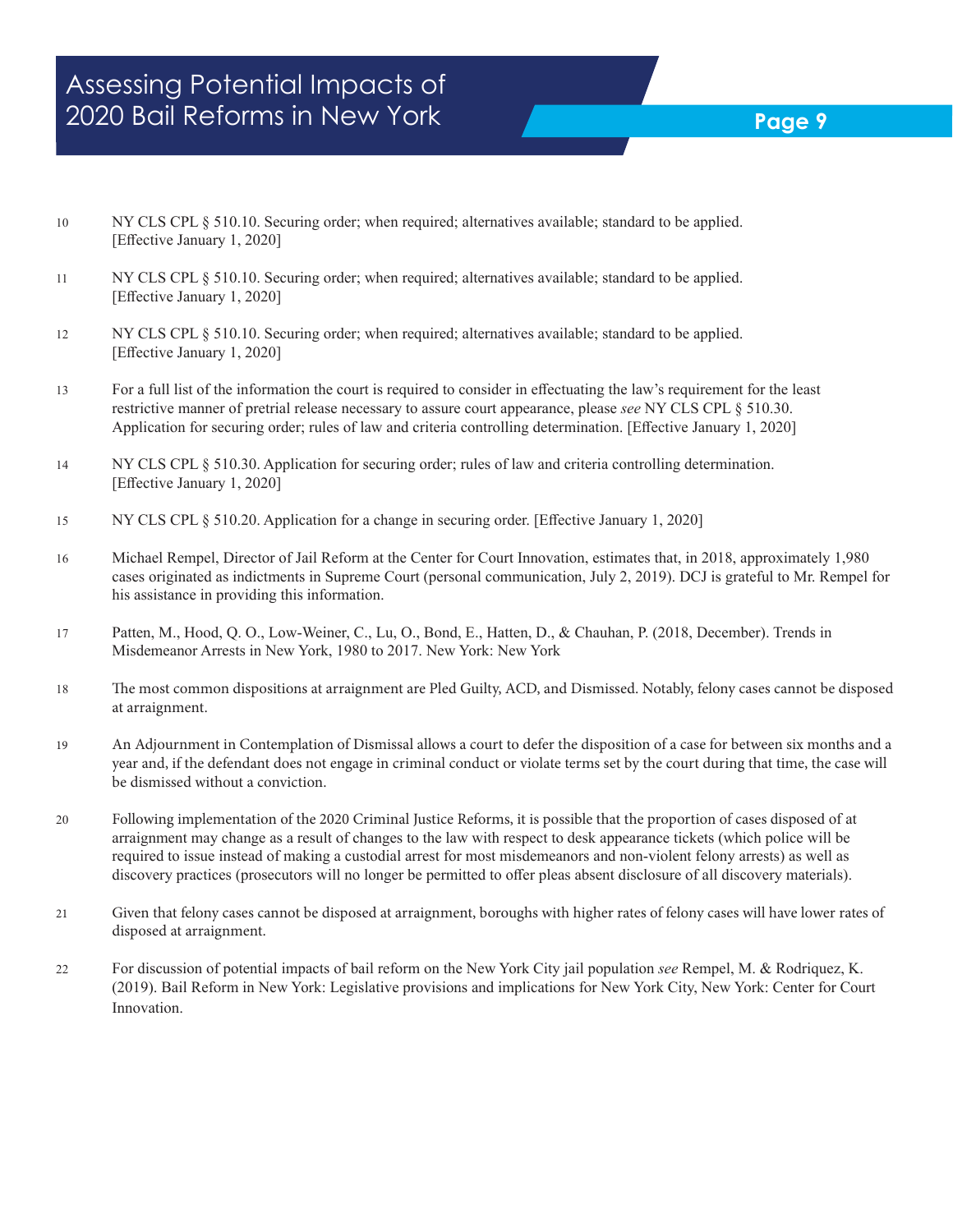10 NY CLS CPL § 510.10. Securing order; when required; alternatives available; standard to be applied. [Effective January 1, 2020]

11 NY CLS CPL § 510.10. Securing order; when required; alternatives available; standard to be applied. [Effective January 1, 2020]

12 NY CLS CPL § 510.10. Securing order; when required; alternatives available; standard to be applied. [Effective January 1, 2020]

13 For a full list of the information the court is required to consider in effectuating the law's requirement for the least restrictive manner of pretrial release necessary to assure court appearance, please *see* NY CLS CPL § 510.30. Application for securing order; rules of law and criteria controlling determination. [Effective January 1, 2020]

14 NY CLS CPL § 510.30. Application for securing order; rules of law and criteria controlling determination. [Effective January 1, 2020]

15 NY CLS CPL § 510.20. Application for a change in securing order. [Effective January 1, 2020]

16 Michael Rempel, Director of Jail Reform at the Center for Court Innovation, estimates that, in 2018, approximately 1,980 cases originated as indictments in Supreme Court (personal communication, July 2, 2019). DCJ is grateful to Mr. Rempel for his assistance in providing this information.

17 Patten, M., Hood, Q. O., Low-Weiner, C., Lu, O., Bond, E., Hatten, D., & Chauhan, P. (2018, December). Trends in Misdemeanor Arrests in New York, 1980 to 2017. New York: New York

18 The most common dispositions at arraignment are Pled Guilty, ACD, and Dismissed. Notably, felony cases cannot be disposed at arraignment.

19 An Adjournment in Contemplation of Dismissal allows a court to defer the disposition of a case for between six months and a year and, if the defendant does not engage in criminal conduct or violate terms set by the court during that time, the case will be dismissed without a conviction.

20 Following implementation of the 2020 Criminal Justice Reforms, it is possible that the proportion of cases disposed of at arraignment may change as a result of changes to the law with respect to desk appearance tickets (which police will be required to issue instead of making a custodial arrest for most misdemeanors and non-violent felony arrests) as well as discovery practices (prosecutors will no longer be permitted to offer pleas absent disclosure of all discovery materials).

21 Given that felony cases cannot be disposed at arraignment, boroughs with higher rates of felony cases will have lower rates of disposed at arraignment.

22 For discussion of potential impacts of bail reform on the New York City jail population *see* Rempel, M. & Rodriquez, K. (2019). Bail Reform in New York: Legislative provisions and implications for New York City, New York: Center for Court Innovation.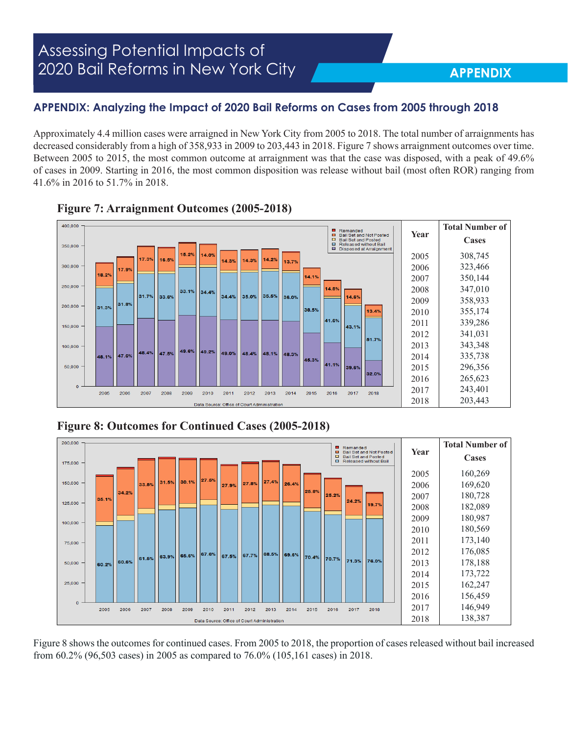## APPENDIX: Analyzing the Impact of 2020 Bail Reforms on Cases from 2005 through 2018

Approximately 4.4 million cases were arraigned in New York City from 2005 to 2018. The total number of arraignments has decreased considerably from a high of 358,933 in 2009 to 203,443 in 2018. Figure 7 shows arraignment outcomes over time. Between 2005 to 2015, the most common outcome at arraignment was that the case was disposed, with a peak of 49.6% of cases in 2009. Starting in 2016, the most common disposition was release without bail (most often ROR) ranging from 41.6% in 2016 to 51.7% in 2018.

**Figure 7: Arraignment Outcomes (2005-2018)**

| Year | Total Number of Cases |
|---|---|
| 2005 | 308,745 |
| 2006 | 323,466 |
| 2007 | 350,144 |
| 2008 | 347,010 |
| 2009 | 358,933 |
| 2010 | 355,174 |
| 2011 | 339,286 |
| 2012 | 341,031 |
| 2013 | 343,348 |
| 2014 | 335,738 |
| 2015 | 296,356 |
| 2016 | 265,623 |
| 2017 | 243,401 |
| 2018 | 203,443 |

Data Source: Office of Court Administration

**Figure 8: Outcomes for Continued Cases (2005-2018)**

| Year | Total Number of Cases |
|---|---|
| 2005 | 160,269 |
| 2006 | 169,620 |
| 2007 | 180,728 |
| 2008 | 182,089 |
| 2009 | 180,987 |
| 2010 | 180,569 |
| 2011 | 173,140 |
| 2012 | 176,085 |
| 2013 | 178,188 |
| 2014 | 173,722 |
| 2015 | 162,247 |
| 2016 | 156,459 |
| 2017 | 146,949 |
| 2018 | 138,387 |

Data Source: Office of Court Administration

Figure 8 shows the outcomes for continued cases. From 2005 to 2018, the proportion of cases released without bail increased from 60.2% (96,503 cases) in 2005 as compared to 76.0% (105,161 cases) in 2018.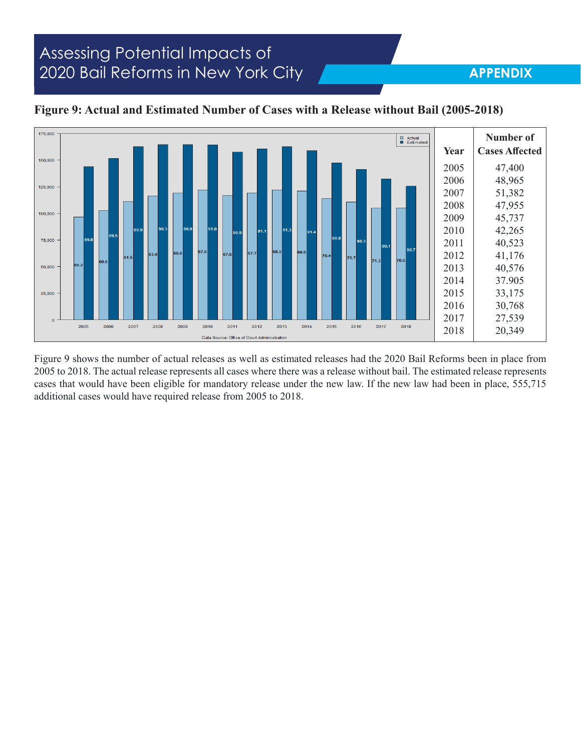**Figure 9: Actual and Estimated Number of Cases with a Release without Bail (2005-2018)**

| Year | Number of Cases Affected |
|---|---|
| 2005 | 47,400 |
| 2006 | 48,965 |
| 2007 | 51,382 |
| 2008 | 47,955 |
| 2009 | 45,737 |
| 2010 | 42,265 |
| 2011 | 40,523 |
| 2012 | 41,176 |
| 2013 | 40,576 |
| 2014 | 37.905 |
| 2015 | 33,175 |
| 2016 | 30,768 |
| 2017 | 27,539 |
| 2018 | 20,349 |

Data Source: Office of Court Administration

Figure 9 shows the number of actual releases as well as estimated releases had the 2020 Bail Reforms been in place from 2005 to 2018. The actual release represents all cases where there was a release without bail. The estimated release represents cases that would have been eligible for mandatory release under the new law. If the new law had been in place, 555,715 additional cases would have required release from 2005 to 2018.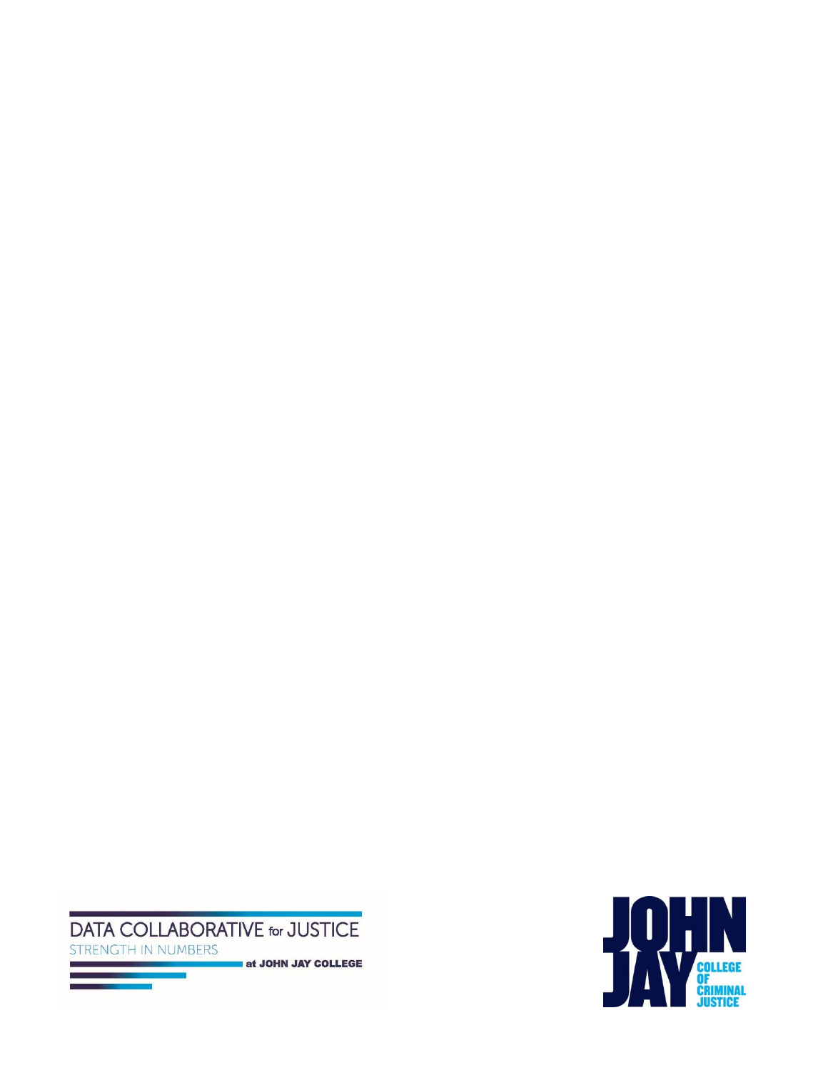DATA COLLABORATIVE for JUSTICE

STRENGTH IN NUMBERS

at JOHN JAY COLLEGE

JOHN JAY COLLEGE OF CRIMINAL JUSTICE